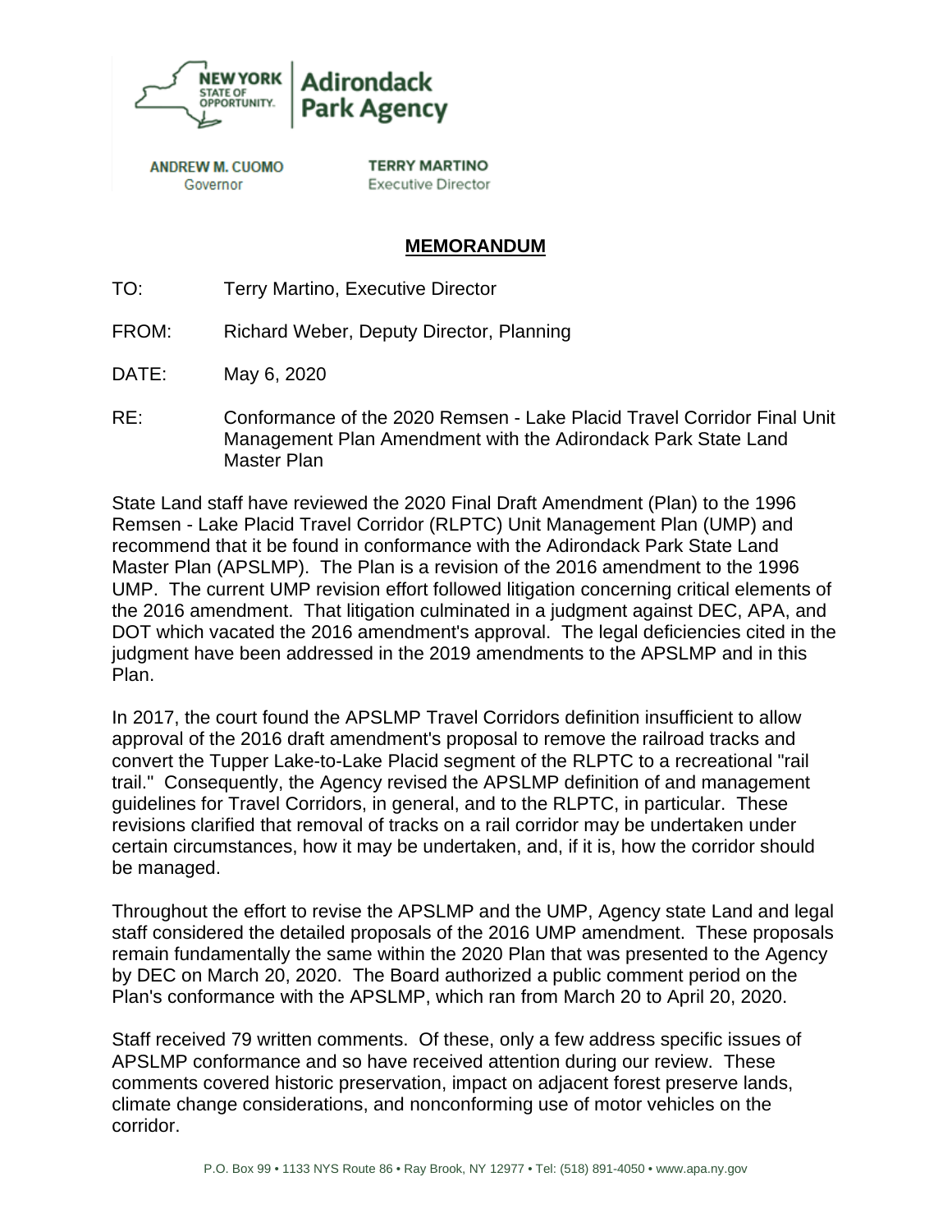NEW YORK STATE OF OPPORTUNITY. | Adirondack Park Agency

ANDREW M. CUOMO
Governor

TERRY MARTINO
Executive Director

## MEMORANDUM

TO: Terry Martino, Executive Director

FROM: Richard Weber, Deputy Director, Planning

DATE: May 6, 2020

RE: Conformance of the 2020 Remsen - Lake Placid Travel Corridor Final Unit Management Plan Amendment with the Adirondack Park State Land Master Plan

State Land staff have reviewed the 2020 Final Draft Amendment (Plan) to the 1996 Remsen - Lake Placid Travel Corridor (RLPTC) Unit Management Plan (UMP) and recommend that it be found in conformance with the Adirondack Park State Land Master Plan (APSLMP). The Plan is a revision of the 2016 amendment to the 1996 UMP. The current UMP revision effort followed litigation concerning critical elements of the 2016 amendment. That litigation culminated in a judgment against DEC, APA, and DOT which vacated the 2016 amendment's approval. The legal deficiencies cited in the judgment have been addressed in the 2019 amendments to the APSLMP and in this Plan.

In 2017, the court found the APSLMP Travel Corridors definition insufficient to allow approval of the 2016 draft amendment's proposal to remove the railroad tracks and convert the Tupper Lake-to-Lake Placid segment of the RLPTC to a recreational "rail trail." Consequently, the Agency revised the APSLMP definition of and management guidelines for Travel Corridors, in general, and to the RLPTC, in particular. These revisions clarified that removal of tracks on a rail corridor may be undertaken under certain circumstances, how it may be undertaken, and, if it is, how the corridor should be managed.

Throughout the effort to revise the APSLMP and the UMP, Agency state Land and legal staff considered the detailed proposals of the 2016 UMP amendment. These proposals remain fundamentally the same within the 2020 Plan that was presented to the Agency by DEC on March 20, 2020. The Board authorized a public comment period on the Plan's conformance with the APSLMP, which ran from March 20 to April 20, 2020.

Staff received 79 written comments. Of these, only a few address specific issues of APSLMP conformance and so have received attention during our review. These comments covered historic preservation, impact on adjacent forest preserve lands, climate change considerations, and nonconforming use of motor vehicles on the corridor.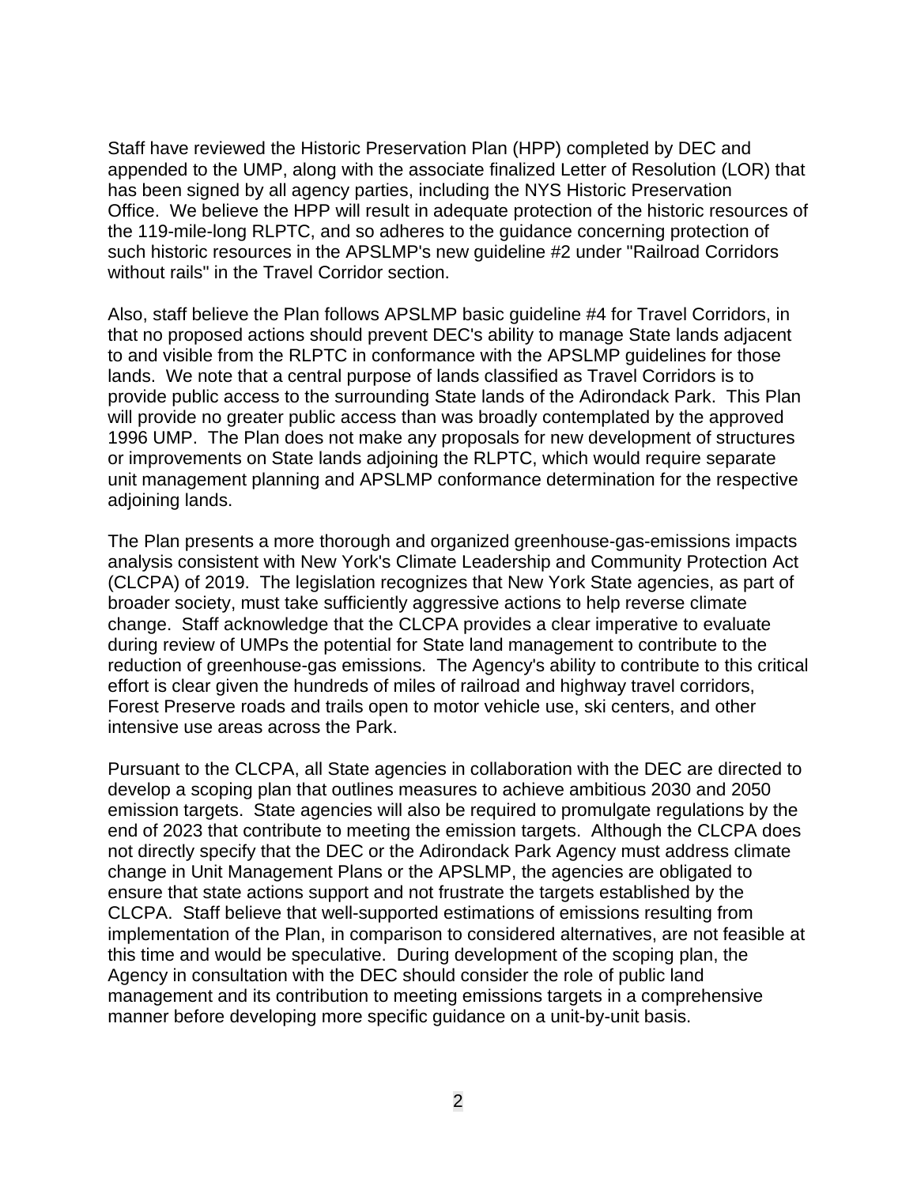Staff have reviewed the Historic Preservation Plan (HPP) completed by DEC and appended to the UMP, along with the associate finalized Letter of Resolution (LOR) that has been signed by all agency parties, including the NYS Historic Preservation Office. We believe the HPP will result in adequate protection of the historic resources of the 119-mile-long RLPTC, and so adheres to the guidance concerning protection of such historic resources in the APSLMP's new guideline #2 under "Railroad Corridors without rails" in the Travel Corridor section.

Also, staff believe the Plan follows APSLMP basic guideline #4 for Travel Corridors, in that no proposed actions should prevent DEC's ability to manage State lands adjacent to and visible from the RLPTC in conformance with the APSLMP guidelines for those lands. We note that a central purpose of lands classified as Travel Corridors is to provide public access to the surrounding State lands of the Adirondack Park. This Plan will provide no greater public access than was broadly contemplated by the approved 1996 UMP. The Plan does not make any proposals for new development of structures or improvements on State lands adjoining the RLPTC, which would require separate unit management planning and APSLMP conformance determination for the respective adjoining lands.

The Plan presents a more thorough and organized greenhouse-gas-emissions impacts analysis consistent with New York's Climate Leadership and Community Protection Act (CLCPA) of 2019. The legislation recognizes that New York State agencies, as part of broader society, must take sufficiently aggressive actions to help reverse climate change. Staff acknowledge that the CLCPA provides a clear imperative to evaluate during review of UMPs the potential for State land management to contribute to the reduction of greenhouse-gas emissions. The Agency's ability to contribute to this critical effort is clear given the hundreds of miles of railroad and highway travel corridors, Forest Preserve roads and trails open to motor vehicle use, ski centers, and other intensive use areas across the Park.

Pursuant to the CLCPA, all State agencies in collaboration with the DEC are directed to develop a scoping plan that outlines measures to achieve ambitious 2030 and 2050 emission targets. State agencies will also be required to promulgate regulations by the end of 2023 that contribute to meeting the emission targets. Although the CLCPA does not directly specify that the DEC or the Adirondack Park Agency must address climate change in Unit Management Plans or the APSLMP, the agencies are obligated to ensure that state actions support and not frustrate the targets established by the CLCPA. Staff believe that well-supported estimations of emissions resulting from implementation of the Plan, in comparison to considered alternatives, are not feasible at this time and would be speculative. During development of the scoping plan, the Agency in consultation with the DEC should consider the role of public land management and its contribution to meeting emissions targets in a comprehensive manner before developing more specific guidance on a unit-by-unit basis.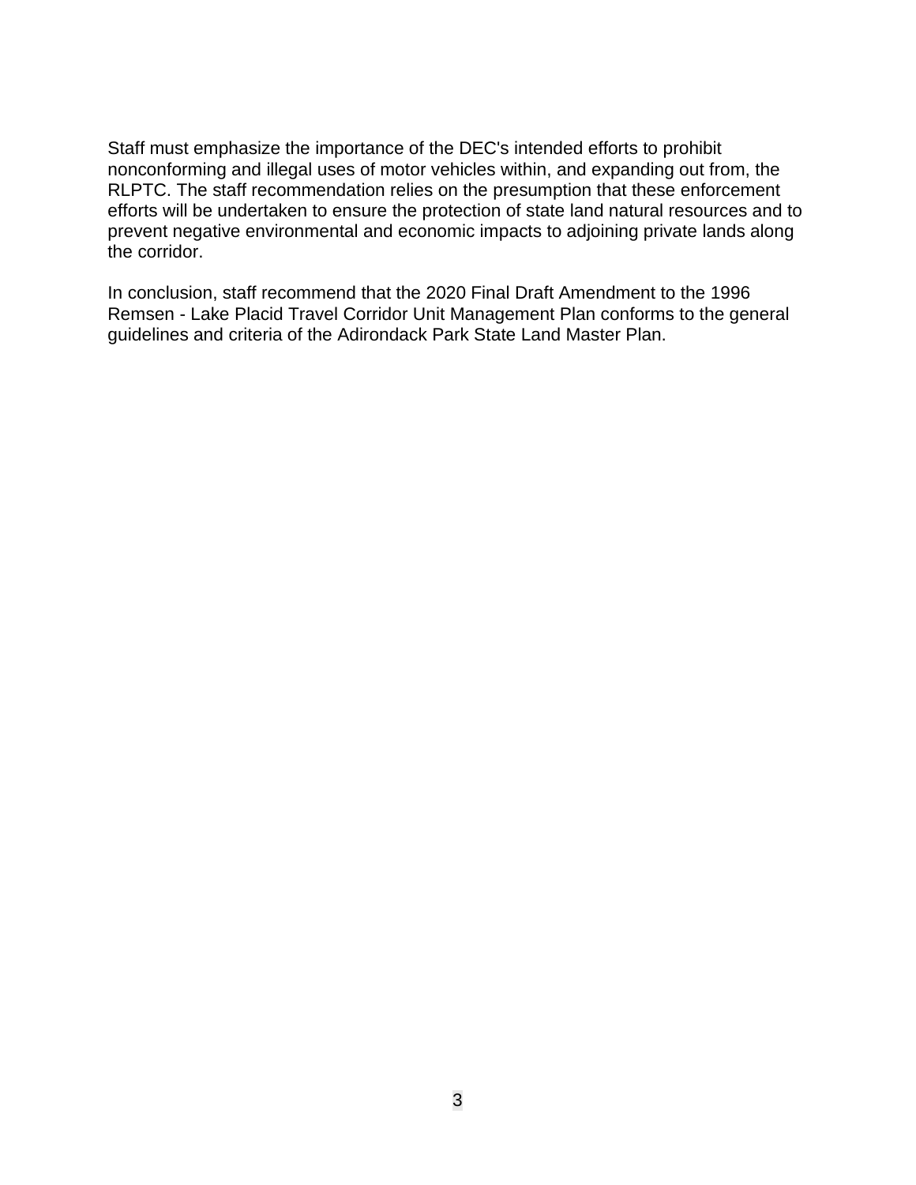Staff must emphasize the importance of the DEC's intended efforts to prohibit nonconforming and illegal uses of motor vehicles within, and expanding out from, the RLPTC. The staff recommendation relies on the presumption that these enforcement efforts will be undertaken to ensure the protection of state land natural resources and to prevent negative environmental and economic impacts to adjoining private lands along the corridor.

In conclusion, staff recommend that the 2020 Final Draft Amendment to the 1996 Remsen - Lake Placid Travel Corridor Unit Management Plan conforms to the general guidelines and criteria of the Adirondack Park State Land Master Plan.